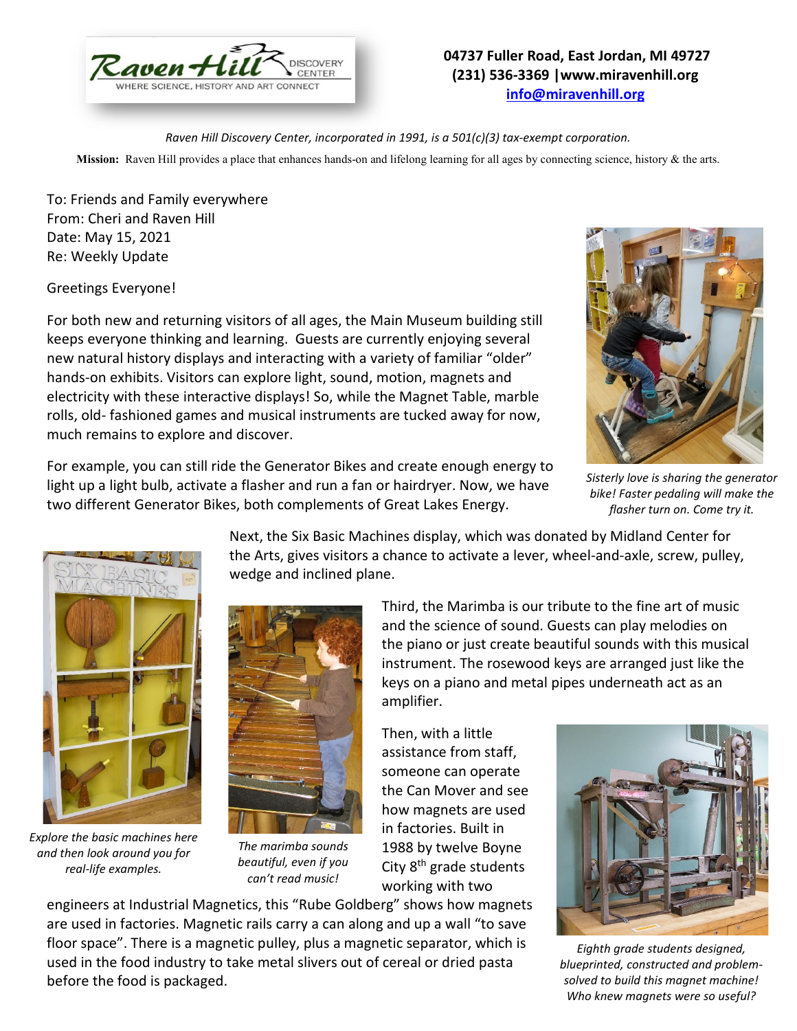Raven Hill DISCOVERY CENTER
WHERE SCIENCE, HISTORY AND ART CONNECT

**04737 Fuller Road, East Jordan, MI 49727**
**(231) 536-3369 |www.miravenhill.org**
**info@miravenhill.org**

*Raven Hill Discovery Center, incorporated in 1991, is a 501(c)(3) tax-exempt corporation.*

**Mission:** Raven Hill provides a place that enhances hands-on and lifelong learning for all ages by connecting science, history & the arts.

To: Friends and Family everywhere
From: Cheri and Raven Hill
Date: May 15, 2021
Re: Weekly Update

Greetings Everyone!

For both new and returning visitors of all ages, the Main Museum building still keeps everyone thinking and learning. Guests are currently enjoying several new natural history displays and interacting with a variety of familiar "older" hands-on exhibits. Visitors can explore light, sound, motion, magnets and electricity with these interactive displays! So, while the Magnet Table, marble rolls, old- fashioned games and musical instruments are tucked away for now, much remains to explore and discover.

For example, you can still ride the Generator Bikes and create enough energy to light up a light bulb, activate a flasher and run a fan or hairdryer. Now, we have two different Generator Bikes, both complements of Great Lakes Energy.

*Sisterly love is sharing the generator bike! Faster pedaling will make the flasher turn on. Come try it.*

Next, the Six Basic Machines display, which was donated by Midland Center for the Arts, gives visitors a chance to activate a lever, wheel-and-axle, screw, pulley, wedge and inclined plane.

*Explore the basic machines here and then look around you for real-life examples.*

Third, the Marimba is our tribute to the fine art of music and the science of sound. Guests can play melodies on the piano or just create beautiful sounds with this musical instrument. The rosewood keys are arranged just like the keys on a piano and metal pipes underneath act as an amplifier.

*The marimba sounds beautiful, even if you can't read music!*

Then, with a little assistance from staff, someone can operate the Can Mover and see how magnets are used in factories. Built in 1988 by twelve Boyne City 8th grade students working with two engineers at Industrial Magnetics, this "Rube Goldberg" shows how magnets are used in factories. Magnetic rails carry a can along and up a wall "to save floor space". There is a magnetic pulley, plus a magnetic separator, which is used in the food industry to take metal slivers out of cereal or dried pasta before the food is packaged.

*Eighth grade students designed, blueprinted, constructed and problem-solved to build this magnet machine! Who knew magnets were so useful?*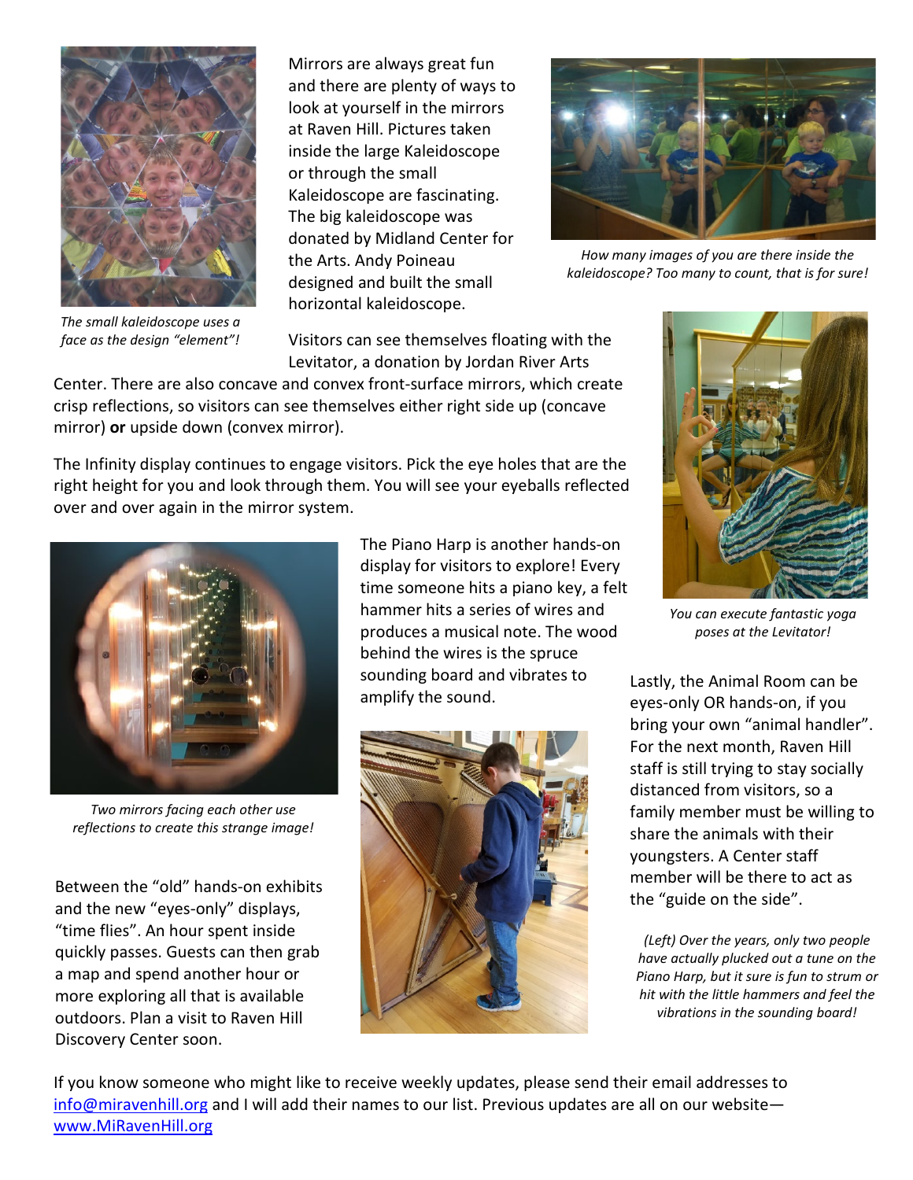Mirrors are always great fun and there are plenty of ways to look at yourself in the mirrors at Raven Hill. Pictures taken inside the large Kaleidoscope or through the small Kaleidoscope are fascinating. The big kaleidoscope was donated by Midland Center for the Arts. Andy Poineau designed and built the small horizontal kaleidoscope.

*The small kaleidoscope uses a face as the design "element"!*

*How many images of you are there inside the kaleidoscope? Too many to count, that is for sure!*

Visitors can see themselves floating with the Levitator, a donation by Jordan River Arts Center. There are also concave and convex front-surface mirrors, which create crisp reflections, so visitors can see themselves either right side up (concave mirror) **or** upside down (convex mirror).

*You can execute fantastic yoga poses at the Levitator!*

The Infinity display continues to engage visitors. Pick the eye holes that are the right height for you and look through them. You will see your eyeballs reflected over and over again in the mirror system.

*Two mirrors facing each other use reflections to create this strange image!*

The Piano Harp is another hands-on display for visitors to explore! Every time someone hits a piano key, a felt hammer hits a series of wires and produces a musical note. The wood behind the wires is the spruce sounding board and vibrates to amplify the sound.

*(Left) Over the years, only two people have actually plucked out a tune on the Piano Harp, but it sure is fun to strum or hit with the little hammers and feel the vibrations in the sounding board!*

Lastly, the Animal Room can be eyes-only OR hands-on, if you bring your own "animal handler". For the next month, Raven Hill staff is still trying to stay socially distanced from visitors, so a family member must be willing to share the animals with their youngsters. A Center staff member will be there to act as the "guide on the side".

Between the "old" hands-on exhibits and the new "eyes-only" displays, "time flies". An hour spent inside quickly passes. Guests can then grab a map and spend another hour or more exploring all that is available outdoors. Plan a visit to Raven Hill Discovery Center soon.

If you know someone who might like to receive weekly updates, please send their email addresses to info@miravenhill.org and I will add their names to our list. Previous updates are all on our website—www.MiRavenHill.org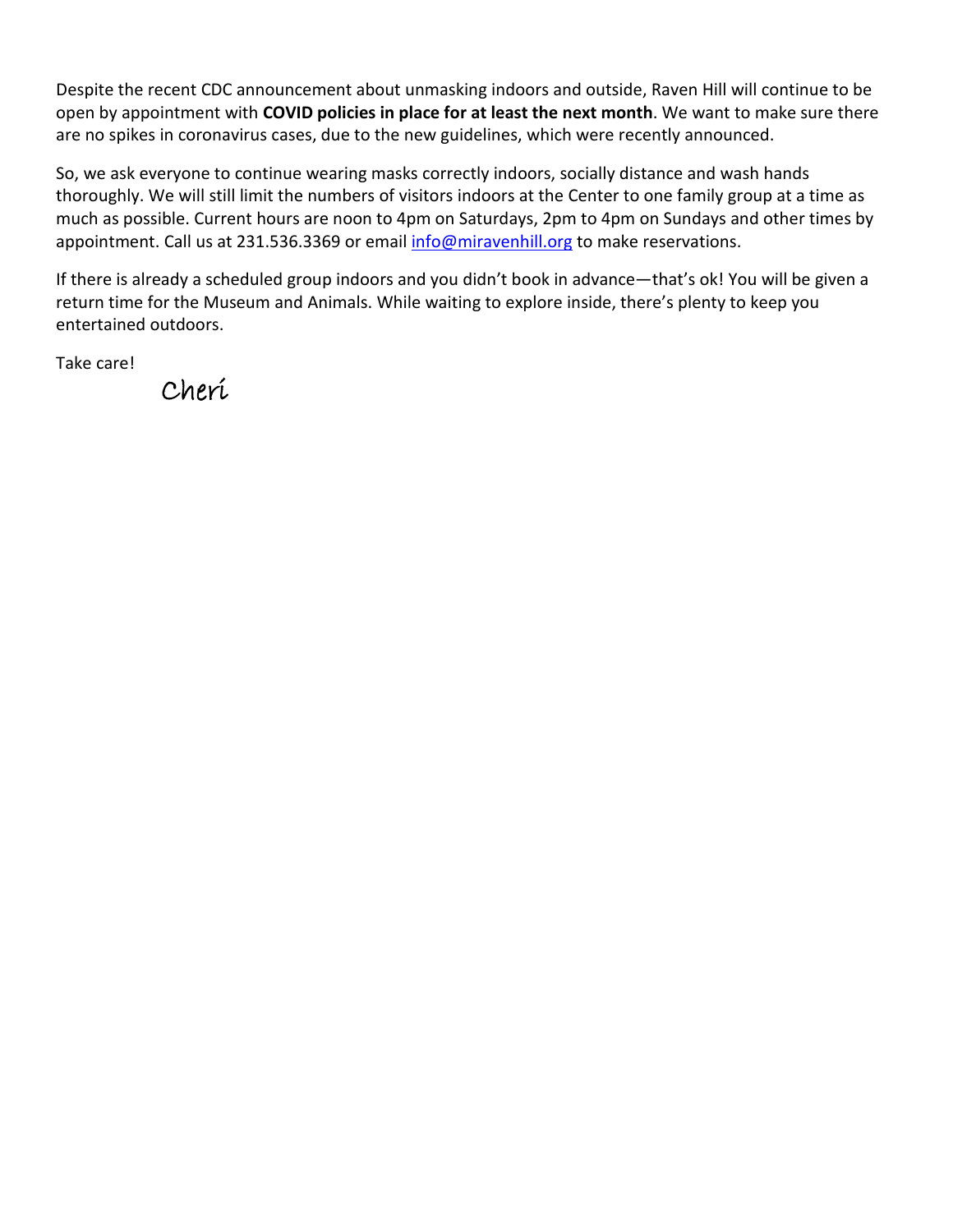Despite the recent CDC announcement about unmasking indoors and outside, Raven Hill will continue to be open by appointment with **COVID policies in place for at least the next month**. We want to make sure there are no spikes in coronavirus cases, due to the new guidelines, which were recently announced.

So, we ask everyone to continue wearing masks correctly indoors, socially distance and wash hands thoroughly. We will still limit the numbers of visitors indoors at the Center to one family group at a time as much as possible. Current hours are noon to 4pm on Saturdays, 2pm to 4pm on Sundays and other times by appointment. Call us at 231.536.3369 or email info@miravenhill.org to make reservations.

If there is already a scheduled group indoors and you didn't book in advance—that's ok! You will be given a return time for the Museum and Animals. While waiting to explore inside, there's plenty to keep you entertained outdoors.

Take care!

Cheri